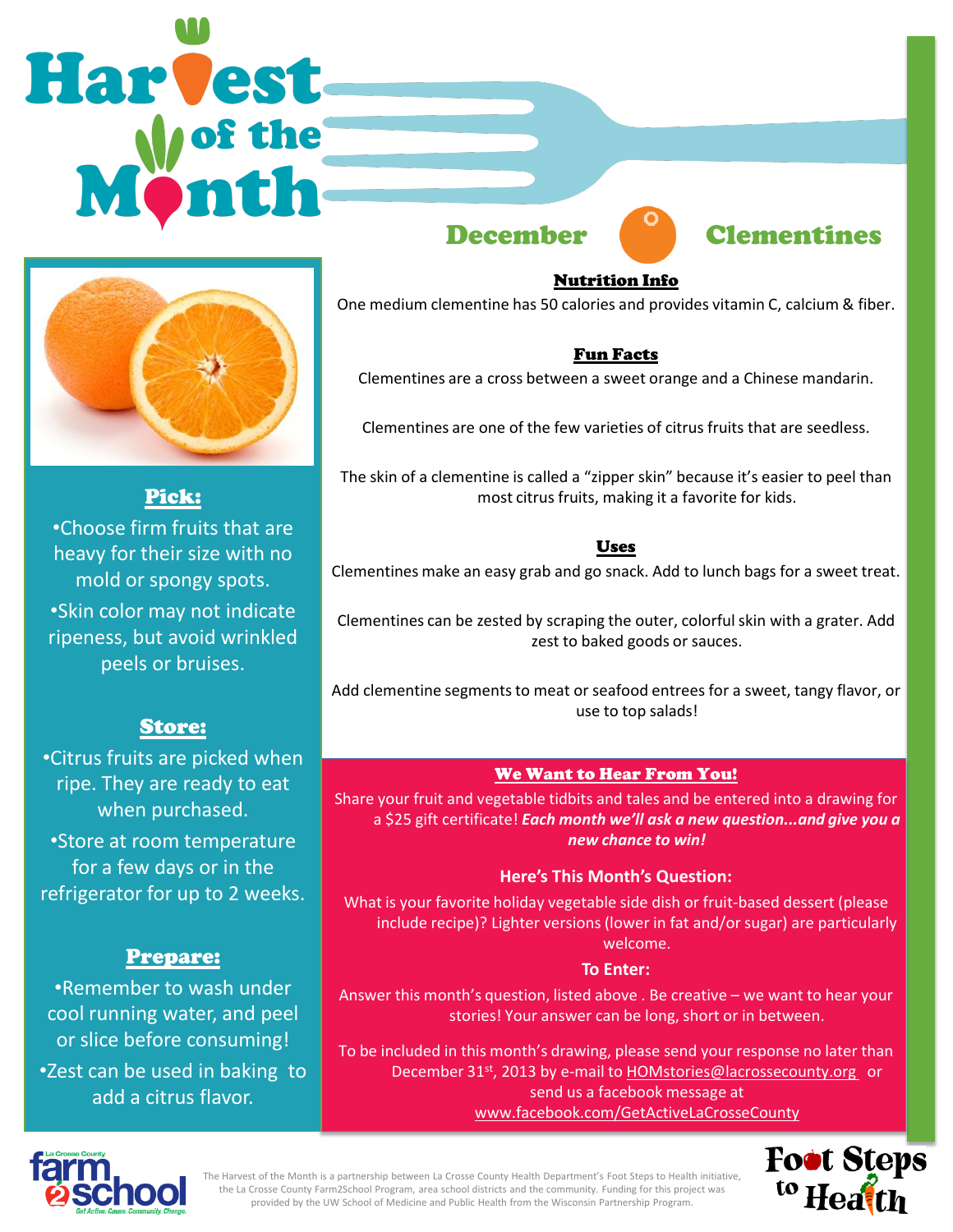# Harvest of the Month

## December — Clementines

### Pick:

- Choose firm fruits that are heavy for their size with no mold or spongy spots.
- Skin color may not indicate ripeness, but avoid wrinkled peels or bruises.

### Store:

- Citrus fruits are picked when ripe. They are ready to eat when purchased.
- Store at room temperature for a few days or in the refrigerator for up to 2 weeks.

### Prepare:

- Remember to wash under cool running water, and peel or slice before consuming!
- Zest can be used in baking to add a citrus flavor.

### Nutrition Info

One medium clementine has 50 calories and provides vitamin C, calcium & fiber.

### Fun Facts

Clementines are a cross between a sweet orange and a Chinese mandarin.

Clementines are one of the few varieties of citrus fruits that are seedless.

The skin of a clementine is called a "zipper skin" because it's easier to peel than most citrus fruits, making it a favorite for kids.

### Uses

Clementines make an easy grab and go snack. Add to lunch bags for a sweet treat.

Clementines can be zested by scraping the outer, colorful skin with a grater. Add zest to baked goods or sauces.

Add clementine segments to meat or seafood entrees for a sweet, tangy flavor, or use to top salads!

### We Want to Hear From You!

Share your fruit and vegetable tidbits and tales and be entered into a drawing for a $25 gift certificate! ***Each month we'll ask a new question...and give you a new chance to win!***

**Here's This Month's Question:**

What is your favorite holiday vegetable side dish or fruit-based dessert (please include recipe)? Lighter versions (lower in fat and/or sugar) are particularly welcome.

**To Enter:**

Answer this month's question, listed above . Be creative – we want to hear your stories! Your answer can be long, short or in between.

To be included in this month's drawing, please send your response no later than December 31st, 2013 by e-mail to HOMstories@lacrossecounty.org or send us a facebook message at www.facebook.com/GetActiveLaCrosseCounty

La Crosse County farm2school — Get Active. Cause. Community. Change.

The Harvest of the Month is a partnership between La Crosse County Health Department's Foot Steps to Health initiative, the La Crosse County Farm2School Program, area school districts and the community. Funding for this project was provided by the UW School of Medicine and Public Health from the Wisconsin Partnership Program.

Foot Steps to Health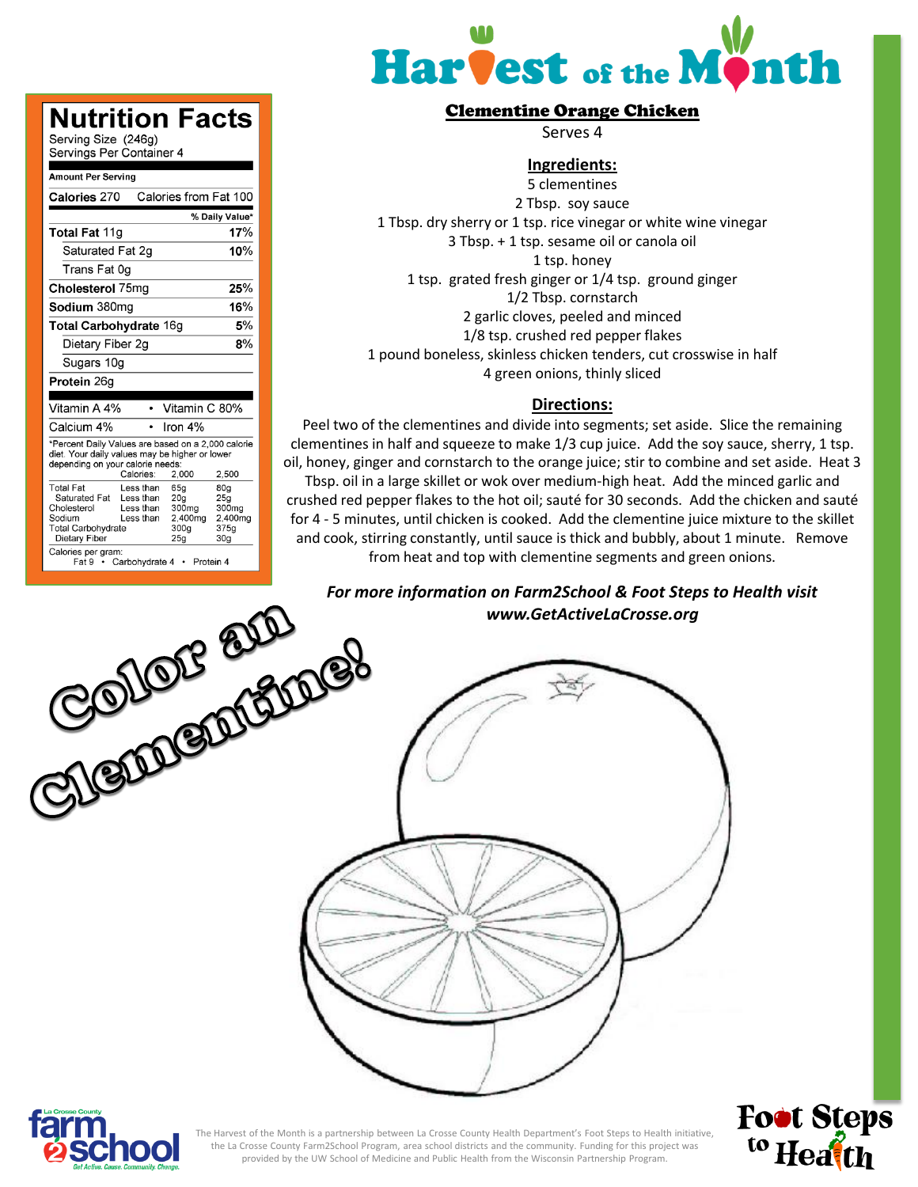# Harvest of the Month

## Nutrition Facts

Serving Size (246g)
Servings Per Container 4

**Amount Per Serving**

| | |
|---|---|
| **Calories** 270 | Calories from Fat 100 |
| | **% Daily Value*** |
| **Total Fat** 11g | **17%** |
| Saturated Fat 2g | **10%** |
| Trans Fat 0g | |
| **Cholesterol** 75mg | **25%** |
| **Sodium** 380mg | **16%** |
| **Total Carbohydrate** 16g | **5%** |
| Dietary Fiber 2g | **8%** |
| Sugars 10g | |
| **Protein** 26g | |
| Vitamin A 4% | • Vitamin C 80% |
| Calcium 4% | • Iron 4% |

*Percent Daily Values are based on a 2,000 calorie diet. Your daily values may be higher or lower depending on your calorie needs:

| | | Calories: | 2,000 | 2,500 |
|---|---|---|---|---|
| Total Fat | Less than | | 65g | 80g |
| Saturated Fat | Less than | | 20g | 25g |
| Cholesterol | Less than | | 300mg | 300mg |
| Sodium | Less than | | 2,400mg | 2,400mg |
| Total Carbohydrate | | | 300g | 375g |
| Dietary Fiber | | | 25g | 30g |

Calories per gram:
Fat 9 • Carbohydrate 4 • Protein 4

## Clementine Orange Chicken

Serves 4

### Ingredients:

5 clementines
2 Tbsp. soy sauce
1 Tbsp. dry sherry or 1 tsp. rice vinegar or white wine vinegar
3 Tbsp. + 1 tsp. sesame oil or canola oil
1 tsp. honey
1 tsp. grated fresh ginger or 1/4 tsp. ground ginger
1/2 Tbsp. cornstarch
2 garlic cloves, peeled and minced
1/8 tsp. crushed red pepper flakes
1 pound boneless, skinless chicken tenders, cut crosswise in half
4 green onions, thinly sliced

### Directions:

Peel two of the clementines and divide into segments; set aside. Slice the remaining clementines in half and squeeze to make 1/3 cup juice. Add the soy sauce, sherry, 1 tsp. oil, honey, ginger and cornstarch to the orange juice; stir to combine and set aside. Heat 3 Tbsp. oil in a large skillet or wok over medium-high heat. Add the minced garlic and crushed red pepper flakes to the hot oil; sauté for 30 seconds. Add the chicken and sauté for 4 - 5 minutes, until chicken is cooked. Add the clementine juice mixture to the skillet and cook, stirring constantly, until sauce is thick and bubbly, about 1 minute. Remove from heat and top with clementine segments and green onions.

***For more information on Farm2School & Foot Steps to Health visit www.GetActiveLaCrosse.org***

**Color an Clementine!**

La Crosse County farm 2 school — Get Active. Cause. Community. Change.

The Harvest of the Month is a partnership between La Crosse County Health Department's Foot Steps to Health initiative, the La Crosse County Farm2School Program, area school districts and the community. Funding for this project was provided by the UW School of Medicine and Public Health from the Wisconsin Partnership Program.

Foot Steps to Health